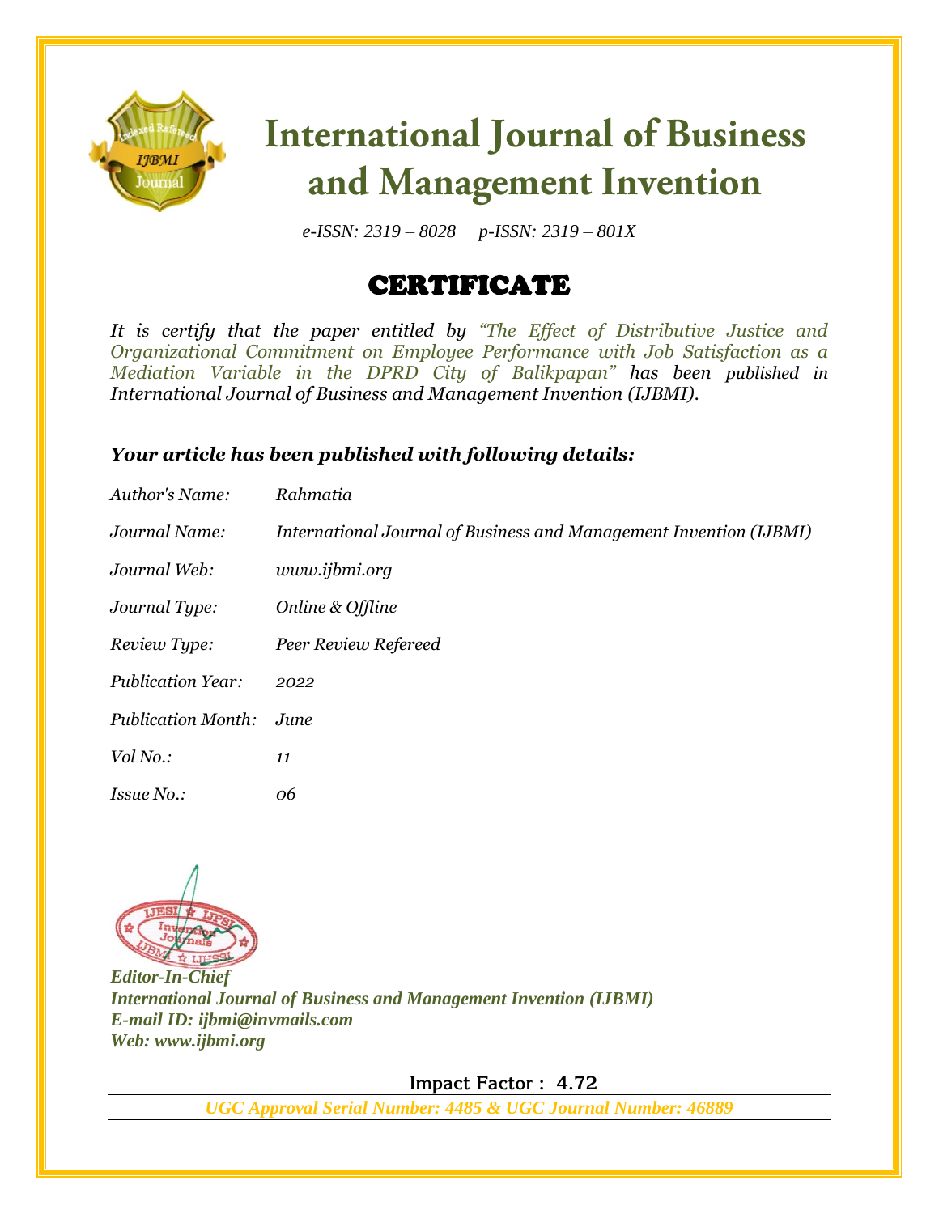# International Journal of Business and Management Invention

*e-ISSN: 2319 – 8028 p-ISSN: 2319 – 801X*

## CERTIFICATE

*It is certify that the paper entitled by "The Effect of Distributive Justice and Organizational Commitment on Employee Performance with Job Satisfaction as a Mediation Variable in the DPRD City of Balikpapan" has been published in International Journal of Business and Management Invention (IJBMI).*

### *Your article has been published with following details:*

| | |
|---|---|
| *Author's Name:* | *Rahmatia* |
| *Journal Name:* | *International Journal of Business and Management Invention (IJBMI)* |
| *Journal Web:* | *www.ijbmi.org* |
| *Journal Type:* | *Online & Offline* |
| *Review Type:* | *Peer Review Refereed* |
| *Publication Year:* | *2022* |
| *Publication Month:* | *June* |
| *Vol No.:* | *11* |
| *Issue No.:* | *06* |

***Editor-In-Chief***
***International Journal of Business and Management Invention (IJBMI)***
***E-mail ID: ijbmi@invmails.com***
***Web: www.ijbmi.org***

**Impact Factor : 4.72**

*UGC Approval Serial Number: 4485 & UGC Journal Number: 46889*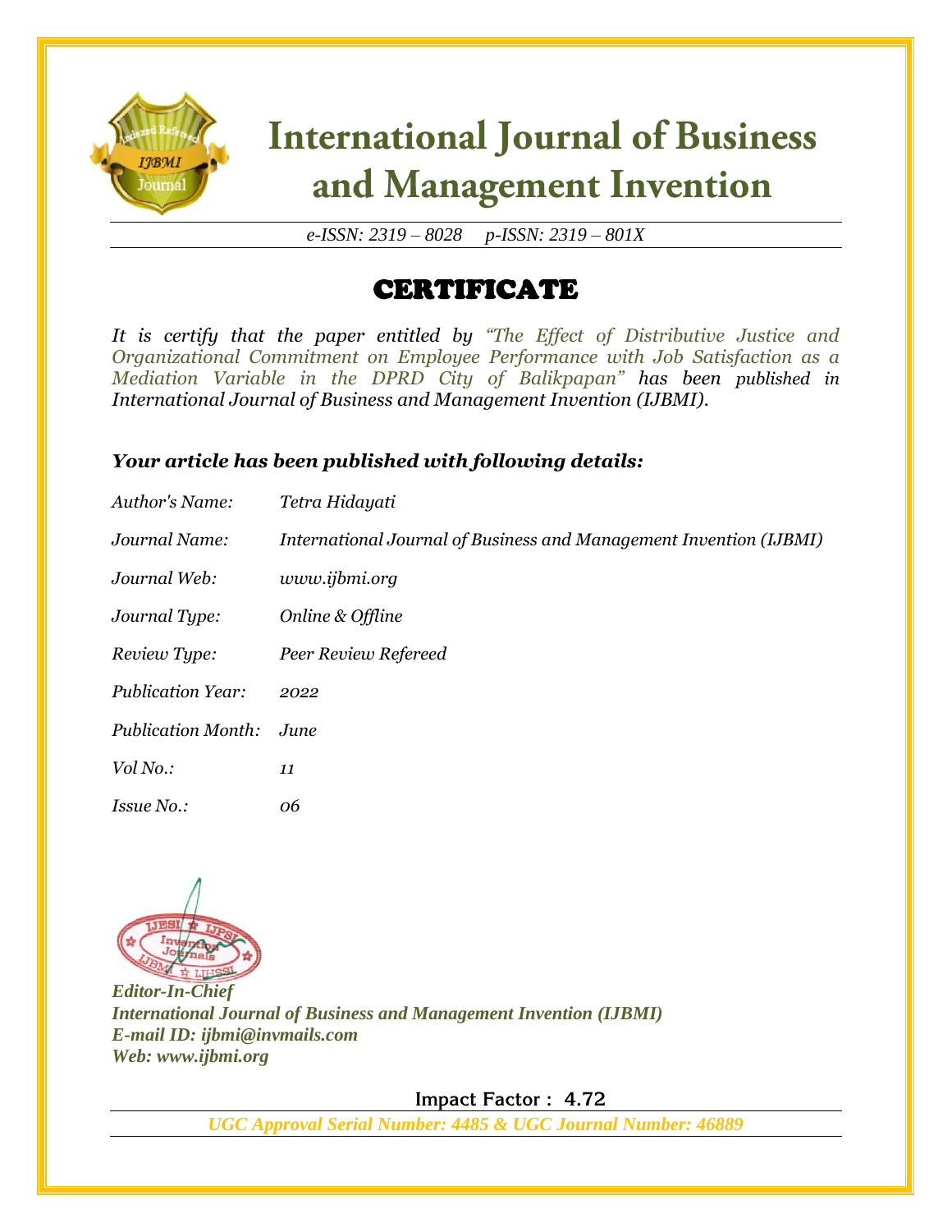# International Journal of Business and Management Invention

*e-ISSN: 2319 – 8028 p-ISSN: 2319 – 801X*

## CERTIFICATE

*It is certify that the paper entitled by "The Effect of Distributive Justice and Organizational Commitment on Employee Performance with Job Satisfaction as a Mediation Variable in the DPRD City of Balikpapan" has been published in International Journal of Business and Management Invention (IJBMI).*

### *Your article has been published with following details:*

*Author's Name:* Tetra Hidayati

*Journal Name:* International Journal of Business and Management Invention (IJBMI)

*Journal Web:* www.ijbmi.org

*Journal Type:* Online & Offline

*Review Type:* Peer Review Refereed

*Publication Year:* 2022

*Publication Month:* June

*Vol No.:* 11

*Issue No.:* 06

***Editor-In-Chief***
***International Journal of Business and Management Invention (IJBMI)***
***E-mail ID: ijbmi@invmails.com***
***Web: www.ijbmi.org***

**Impact Factor : 4.72**

*UGC Approval Serial Number: 4485 & UGC Journal Number: 46889*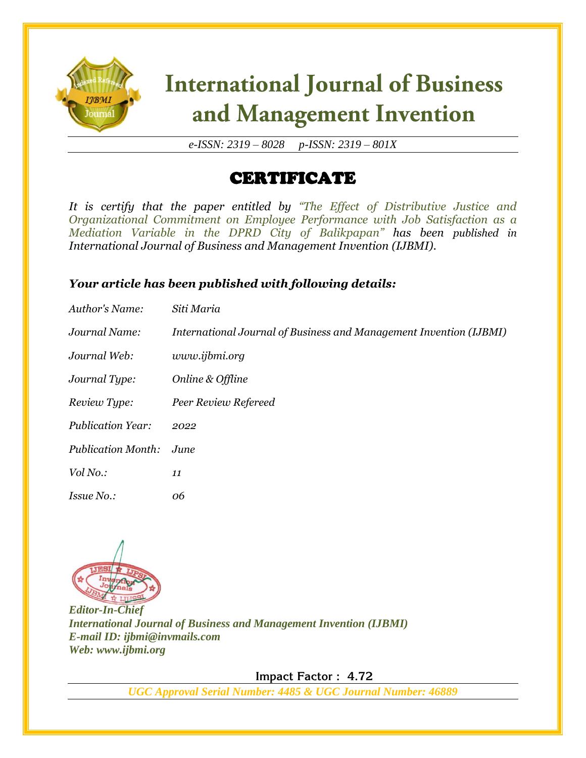# International Journal of Business and Management Invention

*e-ISSN: 2319 – 8028 p-ISSN: 2319 – 801X*

## CERTIFICATE

*It is certify that the paper entitled by "The Effect of Distributive Justice and Organizational Commitment on Employee Performance with Job Satisfaction as a Mediation Variable in the DPRD City of Balikpapan" has been published in International Journal of Business and Management Invention (IJBMI).*

### *Your article has been published with following details:*

| | |
|---|---|
| *Author's Name:* | *Siti Maria* |
| *Journal Name:* | *International Journal of Business and Management Invention (IJBMI)* |
| *Journal Web:* | *www.ijbmi.org* |
| *Journal Type:* | *Online & Offline* |
| *Review Type:* | *Peer Review Refereed* |
| *Publication Year:* | *2022* |
| *Publication Month:* | *June* |
| *Vol No.:* | *11* |
| *Issue No.:* | *06* |

***Editor-In-Chief***
***International Journal of Business and Management Invention (IJBMI)***
***E-mail ID: ijbmi@invmails.com***
***Web: www.ijbmi.org***

**Impact Factor : 4.72**

*UGC Approval Serial Number: 4485 & UGC Journal Number: 46889*